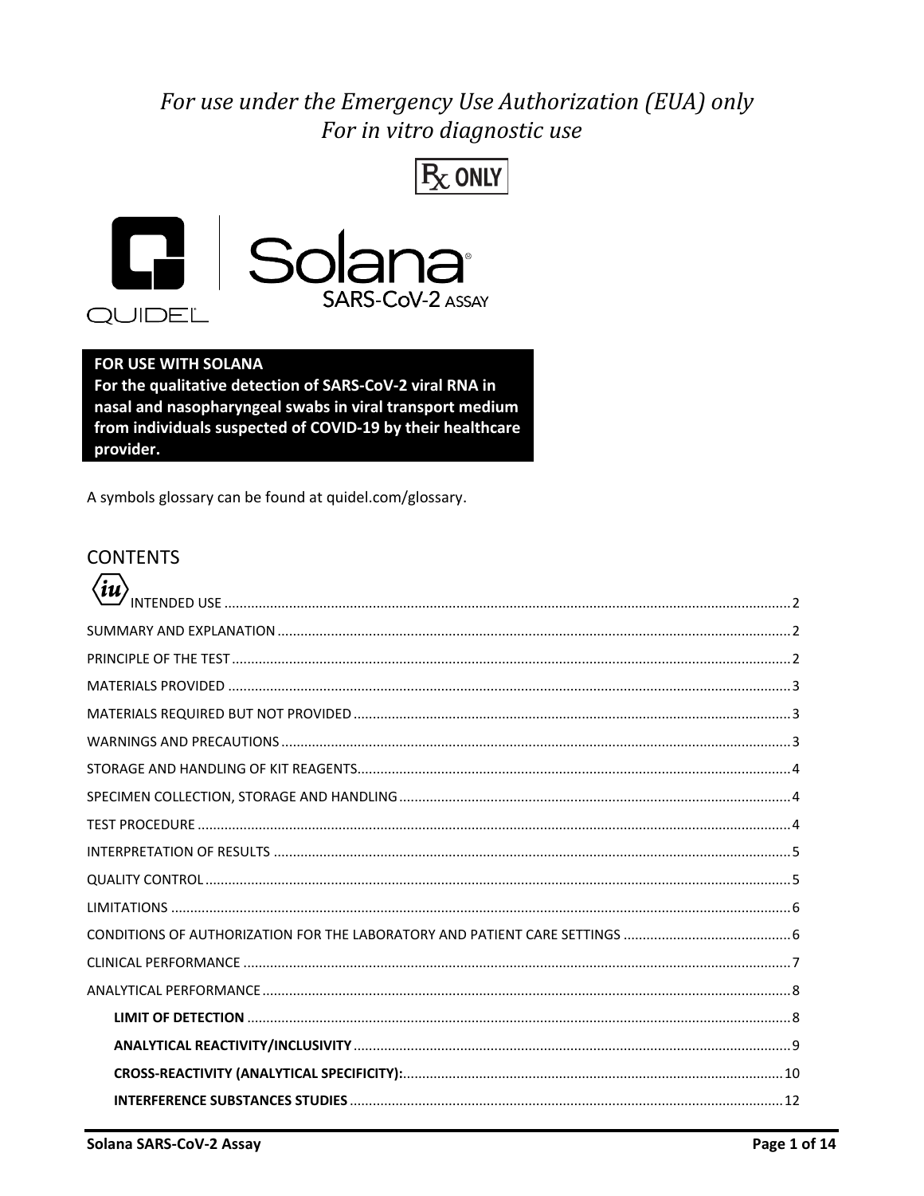*For use under the Emergency Use Authorization (EUA) only*
*For in vitro diagnostic use*

Rx ONLY

QUIDEL | Solana®
SARS-CoV-2 ASSAY

**FOR USE WITH SOLANA**
**For the qualitative detection of SARS-CoV-2 viral RNA in nasal and nasopharyngeal swabs in viral transport medium from individuals suspected of COVID-19 by their healthcare provider.**

A symbols glossary can be found at quidel.com/glossary.

## CONTENTS

- INTENDED USE .......... 2
- SUMMARY AND EXPLANATION .......... 2
- PRINCIPLE OF THE TEST .......... 2
- MATERIALS PROVIDED .......... 3
- MATERIALS REQUIRED BUT NOT PROVIDED .......... 3
- WARNINGS AND PRECAUTIONS .......... 3
- STORAGE AND HANDLING OF KIT REAGENTS .......... 4
- SPECIMEN COLLECTION, STORAGE AND HANDLING .......... 4
- TEST PROCEDURE .......... 4
- INTERPRETATION OF RESULTS .......... 5
- QUALITY CONTROL .......... 5
- LIMITATIONS .......... 6
- CONDITIONS OF AUTHORIZATION FOR THE LABORATORY AND PATIENT CARE SETTINGS .......... 6
- CLINICAL PERFORMANCE .......... 7
- ANALYTICAL PERFORMANCE .......... 8
  - **LIMIT OF DETECTION** .......... 8
  - **ANALYTICAL REACTIVITY/INCLUSIVITY** .......... 9
  - **CROSS-REACTIVITY (ANALYTICAL SPECIFICITY):** .......... 10
  - **INTERFERENCE SUBSTANCES STUDIES** .......... 12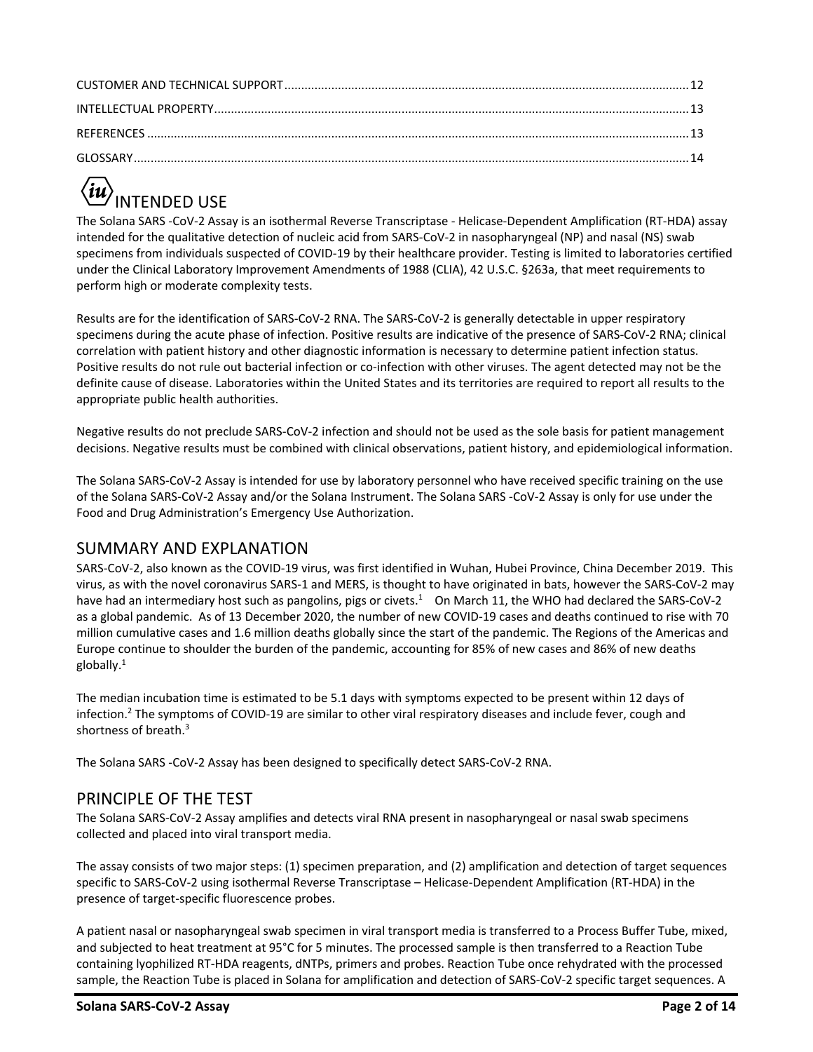CUSTOMER AND TECHNICAL SUPPORT........................................................................................................................12

INTELLECTUAL PROPERTY.............................................................................................................................13

REFERENCES ...................................................................................................................................................13

GLOSSARY.......................................................................................................................................................14

## INTENDED USE

The Solana SARS -CoV-2 Assay is an isothermal Reverse Transcriptase - Helicase-Dependent Amplification (RT-HDA) assay intended for the qualitative detection of nucleic acid from SARS-CoV-2 in nasopharyngeal (NP) and nasal (NS) swab specimens from individuals suspected of COVID-19 by their healthcare provider. Testing is limited to laboratories certified under the Clinical Laboratory Improvement Amendments of 1988 (CLIA), 42 U.S.C. §263a, that meet requirements to perform high or moderate complexity tests.

Results are for the identification of SARS-CoV-2 RNA. The SARS-CoV-2 is generally detectable in upper respiratory specimens during the acute phase of infection. Positive results are indicative of the presence of SARS-CoV-2 RNA; clinical correlation with patient history and other diagnostic information is necessary to determine patient infection status. Positive results do not rule out bacterial infection or co-infection with other viruses. The agent detected may not be the definite cause of disease. Laboratories within the United States and its territories are required to report all results to the appropriate public health authorities.

Negative results do not preclude SARS-CoV-2 infection and should not be used as the sole basis for patient management decisions. Negative results must be combined with clinical observations, patient history, and epidemiological information.

The Solana SARS-CoV-2 Assay is intended for use by laboratory personnel who have received specific training on the use of the Solana SARS-CoV-2 Assay and/or the Solana Instrument. The Solana SARS -CoV-2 Assay is only for use under the Food and Drug Administration's Emergency Use Authorization.

## SUMMARY AND EXPLANATION

SARS-CoV-2, also known as the COVID-19 virus, was first identified in Wuhan, Hubei Province, China December 2019. This virus, as with the novel coronavirus SARS-1 and MERS, is thought to have originated in bats, however the SARS-CoV-2 may have had an intermediary host such as pangolins, pigs or civets.[1] On March 11, the WHO had declared the SARS-CoV-2 as a global pandemic. As of 13 December 2020, the number of new COVID-19 cases and deaths continued to rise with 70 million cumulative cases and 1.6 million deaths globally since the start of the pandemic. The Regions of the Americas and Europe continue to shoulder the burden of the pandemic, accounting for 85% of new cases and 86% of new deaths globally.[1]

The median incubation time is estimated to be 5.1 days with symptoms expected to be present within 12 days of infection.[2] The symptoms of COVID-19 are similar to other viral respiratory diseases and include fever, cough and shortness of breath.[3]

The Solana SARS -CoV-2 Assay has been designed to specifically detect SARS-CoV-2 RNA.

## PRINCIPLE OF THE TEST

The Solana SARS-CoV-2 Assay amplifies and detects viral RNA present in nasopharyngeal or nasal swab specimens collected and placed into viral transport media.

The assay consists of two major steps: (1) specimen preparation, and (2) amplification and detection of target sequences specific to SARS-CoV-2 using isothermal Reverse Transcriptase – Helicase-Dependent Amplification (RT-HDA) in the presence of target-specific fluorescence probes.

A patient nasal or nasopharyngeal swab specimen in viral transport media is transferred to a Process Buffer Tube, mixed, and subjected to heat treatment at 95°C for 5 minutes. The processed sample is then transferred to a Reaction Tube containing lyophilized RT-HDA reagents, dNTPs, primers and probes. Reaction Tube once rehydrated with the processed sample, the Reaction Tube is placed in Solana for amplification and detection of SARS-CoV-2 specific target sequences. A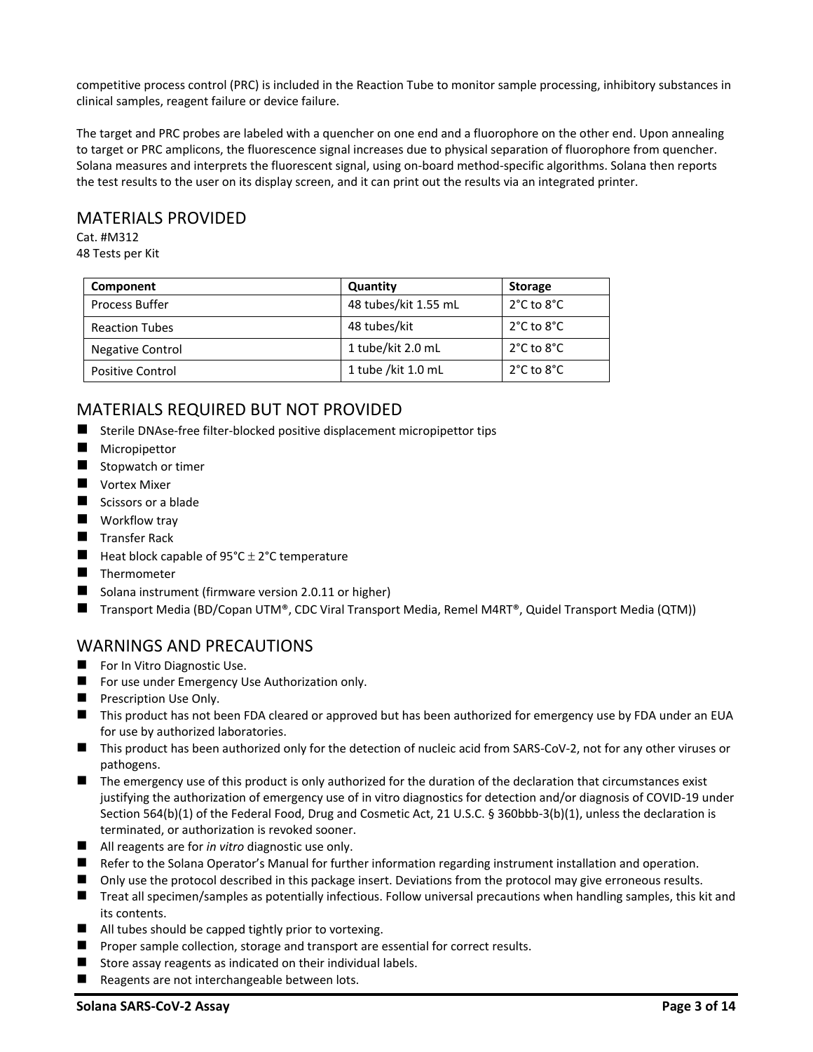competitive process control (PRC) is included in the Reaction Tube to monitor sample processing, inhibitory substances in clinical samples, reagent failure or device failure.

The target and PRC probes are labeled with a quencher on one end and a fluorophore on the other end. Upon annealing to target or PRC amplicons, the fluorescence signal increases due to physical separation of fluorophore from quencher. Solana measures and interprets the fluorescent signal, using on-board method-specific algorithms. Solana then reports the test results to the user on its display screen, and it can print out the results via an integrated printer.

## MATERIALS PROVIDED

Cat. #M312
48 Tests per Kit

| Component | Quantity | Storage |
| --- | --- | --- |
| Process Buffer | 48 tubes/kit 1.55 mL | 2°C to 8°C |
| Reaction Tubes | 48 tubes/kit | 2°C to 8°C |
| Negative Control | 1 tube/kit 2.0 mL | 2°C to 8°C |
| Positive Control | 1 tube /kit 1.0 mL | 2°C to 8°C |

## MATERIALS REQUIRED BUT NOT PROVIDED

- Sterile DNAse-free filter-blocked positive displacement micropipettor tips
- Micropipettor
- Stopwatch or timer
- Vortex Mixer
- Scissors or a blade
- Workflow tray
- Transfer Rack
- Heat block capable of 95°C ± 2°C temperature
- Thermometer
- Solana instrument (firmware version 2.0.11 or higher)
- Transport Media (BD/Copan UTM®, CDC Viral Transport Media, Remel M4RT®, Quidel Transport Media (QTM))

## WARNINGS AND PRECAUTIONS

- For In Vitro Diagnostic Use.
- For use under Emergency Use Authorization only.
- Prescription Use Only.
- This product has not been FDA cleared or approved but has been authorized for emergency use by FDA under an EUA for use by authorized laboratories.
- This product has been authorized only for the detection of nucleic acid from SARS-CoV-2, not for any other viruses or pathogens.
- The emergency use of this product is only authorized for the duration of the declaration that circumstances exist justifying the authorization of emergency use of in vitro diagnostics for detection and/or diagnosis of COVID-19 under Section 564(b)(1) of the Federal Food, Drug and Cosmetic Act, 21 U.S.C. § 360bbb-3(b)(1), unless the declaration is terminated, or authorization is revoked sooner.
- All reagents are for *in vitro* diagnostic use only.
- Refer to the Solana Operator's Manual for further information regarding instrument installation and operation.
- Only use the protocol described in this package insert. Deviations from the protocol may give erroneous results.
- Treat all specimen/samples as potentially infectious. Follow universal precautions when handling samples, this kit and its contents.
- All tubes should be capped tightly prior to vortexing.
- Proper sample collection, storage and transport are essential for correct results.
- Store assay reagents as indicated on their individual labels.
- Reagents are not interchangeable between lots.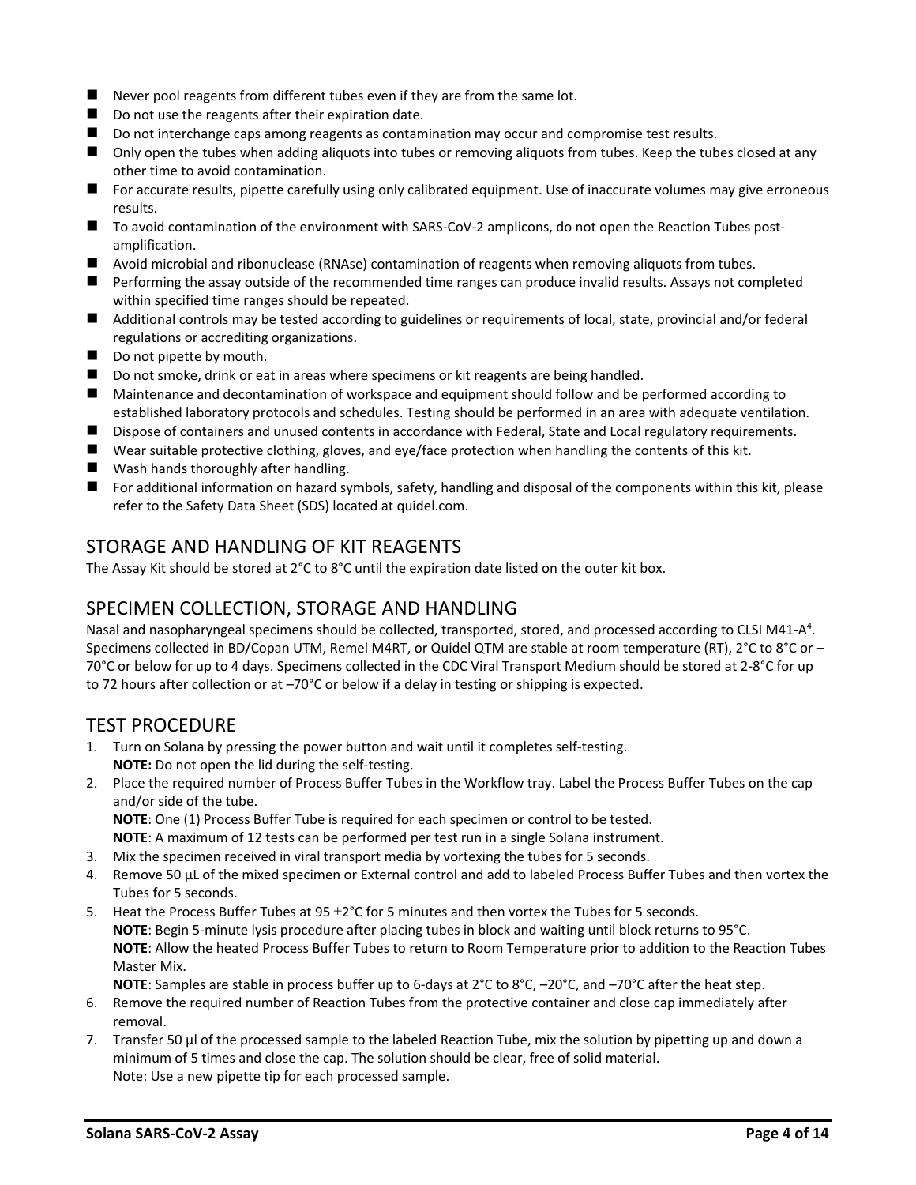- Never pool reagents from different tubes even if they are from the same lot.
- Do not use the reagents after their expiration date.
- Do not interchange caps among reagents as contamination may occur and compromise test results.
- Only open the tubes when adding aliquots into tubes or removing aliquots from tubes. Keep the tubes closed at any other time to avoid contamination.
- For accurate results, pipette carefully using only calibrated equipment. Use of inaccurate volumes may give erroneous results.
- To avoid contamination of the environment with SARS-CoV-2 amplicons, do not open the Reaction Tubes post-amplification.
- Avoid microbial and ribonuclease (RNAse) contamination of reagents when removing aliquots from tubes.
- Performing the assay outside of the recommended time ranges can produce invalid results. Assays not completed within specified time ranges should be repeated.
- Additional controls may be tested according to guidelines or requirements of local, state, provincial and/or federal regulations or accrediting organizations.
- Do not pipette by mouth.
- Do not smoke, drink or eat in areas where specimens or kit reagents are being handled.
- Maintenance and decontamination of workspace and equipment should follow and be performed according to established laboratory protocols and schedules. Testing should be performed in an area with adequate ventilation.
- Dispose of containers and unused contents in accordance with Federal, State and Local regulatory requirements.
- Wear suitable protective clothing, gloves, and eye/face protection when handling the contents of this kit.
- Wash hands thoroughly after handling.
- For additional information on hazard symbols, safety, handling and disposal of the components within this kit, please refer to the Safety Data Sheet (SDS) located at quidel.com.

## STORAGE AND HANDLING OF KIT REAGENTS

The Assay Kit should be stored at 2°C to 8°C until the expiration date listed on the outer kit box.

## SPECIMEN COLLECTION, STORAGE AND HANDLING

Nasal and nasopharyngeal specimens should be collected, transported, stored, and processed according to CLSI M41-A[4]. Specimens collected in BD/Copan UTM, Remel M4RT, or Quidel QTM are stable at room temperature (RT), 2°C to 8°C or –70°C or below for up to 4 days. Specimens collected in the CDC Viral Transport Medium should be stored at 2-8°C for up to 72 hours after collection or at –70°C or below if a delay in testing or shipping is expected.

## TEST PROCEDURE

1. Turn on Solana by pressing the power button and wait until it completes self-testing.
   **NOTE:** Do not open the lid during the self-testing.
2. Place the required number of Process Buffer Tubes in the Workflow tray. Label the Process Buffer Tubes on the cap and/or side of the tube.
   **NOTE**: One (1) Process Buffer Tube is required for each specimen or control to be tested.
   **NOTE**: A maximum of 12 tests can be performed per test run in a single Solana instrument.
3. Mix the specimen received in viral transport media by vortexing the tubes for 5 seconds.
4. Remove 50 µL of the mixed specimen or External control and add to labeled Process Buffer Tubes and then vortex the Tubes for 5 seconds.
5. Heat the Process Buffer Tubes at 95 $\pm$2°C for 5 minutes and then vortex the Tubes for 5 seconds.
   **NOTE**: Begin 5-minute lysis procedure after placing tubes in block and waiting until block returns to 95°C.
   **NOTE**: Allow the heated Process Buffer Tubes to return to Room Temperature prior to addition to the Reaction Tubes Master Mix.
   **NOTE**: Samples are stable in process buffer up to 6-days at 2°C to 8°C, –20°C, and –70°C after the heat step.
6. Remove the required number of Reaction Tubes from the protective container and close cap immediately after removal.
7. Transfer 50 µl of the processed sample to the labeled Reaction Tube, mix the solution by pipetting up and down a minimum of 5 times and close the cap. The solution should be clear, free of solid material.
   Note: Use a new pipette tip for each processed sample.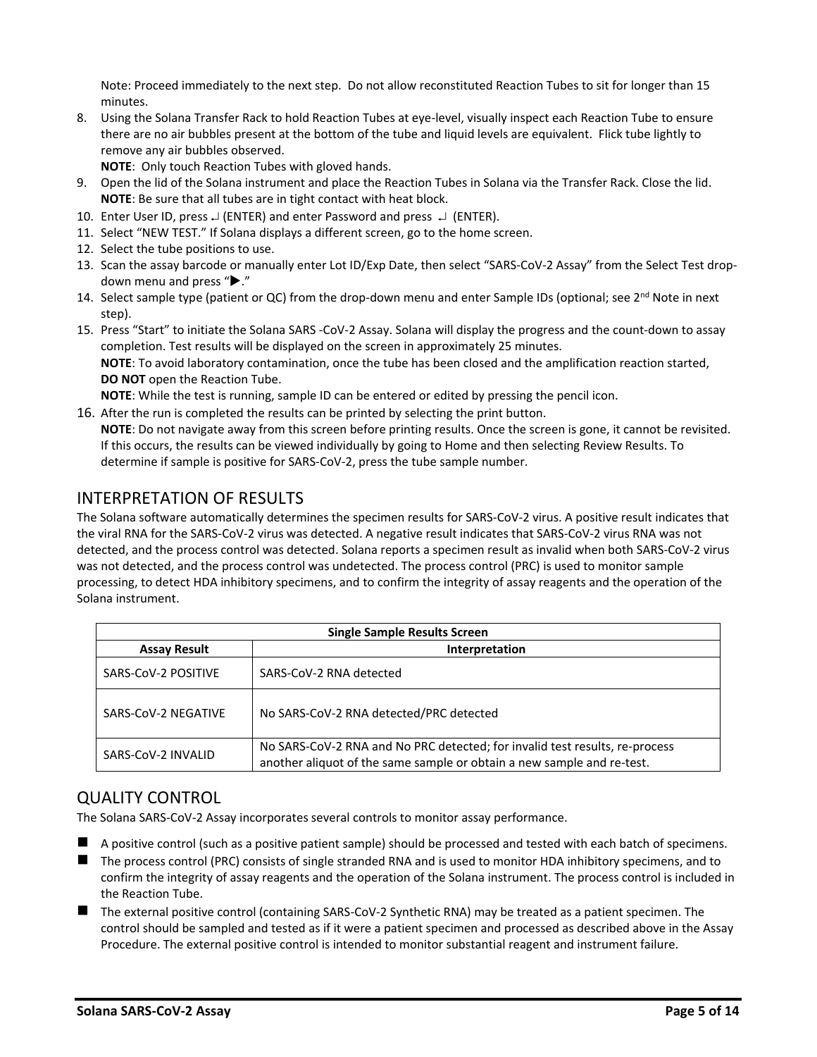Note: Proceed immediately to the next step. Do not allow reconstituted Reaction Tubes to sit for longer than 15 minutes.

8. Using the Solana Transfer Rack to hold Reaction Tubes at eye-level, visually inspect each Reaction Tube to ensure there are no air bubbles present at the bottom of the tube and liquid levels are equivalent. Flick tube lightly to remove any air bubbles observed.
   **NOTE**: Only touch Reaction Tubes with gloved hands.
9. Open the lid of the Solana instrument and place the Reaction Tubes in Solana via the Transfer Rack. Close the lid.
   **NOTE**: Be sure that all tubes are in tight contact with heat block.
10. Enter User ID, press ↵ (ENTER) and enter Password and press ↵ (ENTER).
11. Select "NEW TEST." If Solana displays a different screen, go to the home screen.
12. Select the tube positions to use.
13. Scan the assay barcode or manually enter Lot ID/Exp Date, then select "SARS-CoV-2 Assay" from the Select Test drop-down menu and press "▶."
14. Select sample type (patient or QC) from the drop-down menu and enter Sample IDs (optional; see 2nd Note in next step).
15. Press "Start" to initiate the Solana SARS -CoV-2 Assay. Solana will display the progress and the count-down to assay completion. Test results will be displayed on the screen in approximately 25 minutes.
    **NOTE**: To avoid laboratory contamination, once the tube has been closed and the amplification reaction started, **DO NOT** open the Reaction Tube.
    **NOTE**: While the test is running, sample ID can be entered or edited by pressing the pencil icon.
16. After the run is completed the results can be printed by selecting the print button.
    **NOTE**: Do not navigate away from this screen before printing results. Once the screen is gone, it cannot be revisited. If this occurs, the results can be viewed individually by going to Home and then selecting Review Results. To determine if sample is positive for SARS-CoV-2, press the tube sample number.

## INTERPRETATION OF RESULTS

The Solana software automatically determines the specimen results for SARS-CoV-2 virus. A positive result indicates that the viral RNA for the SARS-CoV-2 virus was detected. A negative result indicates that SARS-CoV-2 virus RNA was not detected, and the process control was detected. Solana reports a specimen result as invalid when both SARS-CoV-2 virus was not detected, and the process control was undetected. The process control (PRC) is used to monitor sample processing, to detect HDA inhibitory specimens, and to confirm the integrity of assay reagents and the operation of the Solana instrument.

| **Single Sample Results Screen** | |
|---|---|
| **Assay Result** | **Interpretation** |
| SARS-CoV-2 POSITIVE | SARS-CoV-2 RNA detected |
| SARS-CoV-2 NEGATIVE | No SARS-CoV-2 RNA detected/PRC detected |
| SARS-CoV-2 INVALID | No SARS-CoV-2 RNA and No PRC detected; for invalid test results, re-process another aliquot of the same sample or obtain a new sample and re-test. |

## QUALITY CONTROL

The Solana SARS-CoV-2 Assay incorporates several controls to monitor assay performance.

- A positive control (such as a positive patient sample) should be processed and tested with each batch of specimens.
- The process control (PRC) consists of single stranded RNA and is used to monitor HDA inhibitory specimens, and to confirm the integrity of assay reagents and the operation of the Solana instrument. The process control is included in the Reaction Tube.
- The external positive control (containing SARS-CoV-2 Synthetic RNA) may be treated as a patient specimen. The control should be sampled and tested as if it were a patient specimen and processed as described above in the Assay Procedure. The external positive control is intended to monitor substantial reagent and instrument failure.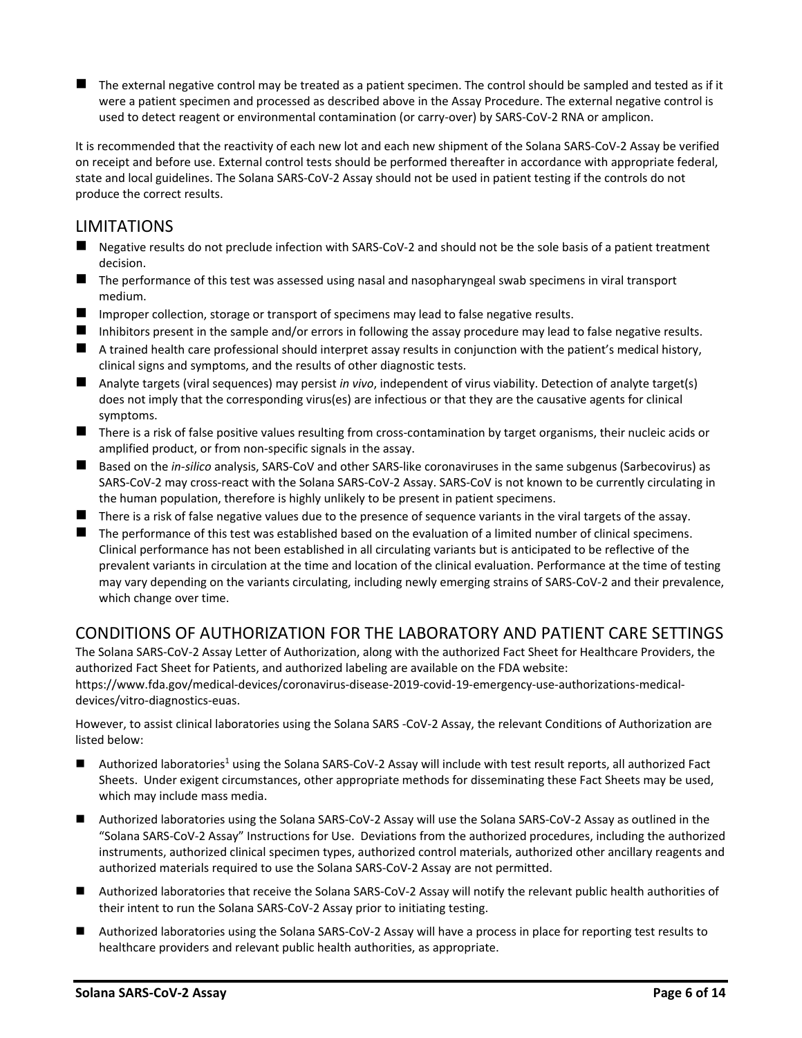- The external negative control may be treated as a patient specimen. The control should be sampled and tested as if it were a patient specimen and processed as described above in the Assay Procedure. The external negative control is used to detect reagent or environmental contamination (or carry-over) by SARS-CoV-2 RNA or amplicon.

It is recommended that the reactivity of each new lot and each new shipment of the Solana SARS-CoV-2 Assay be verified on receipt and before use. External control tests should be performed thereafter in accordance with appropriate federal, state and local guidelines. The Solana SARS-CoV-2 Assay should not be used in patient testing if the controls do not produce the correct results.

## LIMITATIONS

- Negative results do not preclude infection with SARS-CoV-2 and should not be the sole basis of a patient treatment decision.
- The performance of this test was assessed using nasal and nasopharyngeal swab specimens in viral transport medium.
- Improper collection, storage or transport of specimens may lead to false negative results.
- Inhibitors present in the sample and/or errors in following the assay procedure may lead to false negative results.
- A trained health care professional should interpret assay results in conjunction with the patient's medical history, clinical signs and symptoms, and the results of other diagnostic tests.
- Analyte targets (viral sequences) may persist *in vivo*, independent of virus viability. Detection of analyte target(s) does not imply that the corresponding virus(es) are infectious or that they are the causative agents for clinical symptoms.
- There is a risk of false positive values resulting from cross-contamination by target organisms, their nucleic acids or amplified product, or from non-specific signals in the assay.
- Based on the *in-silico* analysis, SARS-CoV and other SARS-like coronaviruses in the same subgenus (Sarbecovirus) as SARS-CoV-2 may cross-react with the Solana SARS-CoV-2 Assay. SARS-CoV is not known to be currently circulating in the human population, therefore is highly unlikely to be present in patient specimens.
- There is a risk of false negative values due to the presence of sequence variants in the viral targets of the assay.
- The performance of this test was established based on the evaluation of a limited number of clinical specimens. Clinical performance has not been established in all circulating variants but is anticipated to be reflective of the prevalent variants in circulation at the time and location of the clinical evaluation. Performance at the time of testing may vary depending on the variants circulating, including newly emerging strains of SARS-CoV-2 and their prevalence, which change over time.

## CONDITIONS OF AUTHORIZATION FOR THE LABORATORY AND PATIENT CARE SETTINGS

The Solana SARS-CoV-2 Assay Letter of Authorization, along with the authorized Fact Sheet for Healthcare Providers, the authorized Fact Sheet for Patients, and authorized labeling are available on the FDA website: https://www.fda.gov/medical-devices/coronavirus-disease-2019-covid-19-emergency-use-authorizations-medical-devices/vitro-diagnostics-euas.

However, to assist clinical laboratories using the Solana SARS -CoV-2 Assay, the relevant Conditions of Authorization are listed below:

- Authorized laboratories[1] using the Solana SARS-CoV-2 Assay will include with test result reports, all authorized Fact Sheets. Under exigent circumstances, other appropriate methods for disseminating these Fact Sheets may be used, which may include mass media.
- Authorized laboratories using the Solana SARS-CoV-2 Assay will use the Solana SARS-CoV-2 Assay as outlined in the "Solana SARS-CoV-2 Assay" Instructions for Use. Deviations from the authorized procedures, including the authorized instruments, authorized clinical specimen types, authorized control materials, authorized other ancillary reagents and authorized materials required to use the Solana SARS-CoV-2 Assay are not permitted.
- Authorized laboratories that receive the Solana SARS-CoV-2 Assay will notify the relevant public health authorities of their intent to run the Solana SARS-CoV-2 Assay prior to initiating testing.
- Authorized laboratories using the Solana SARS-CoV-2 Assay will have a process in place for reporting test results to healthcare providers and relevant public health authorities, as appropriate.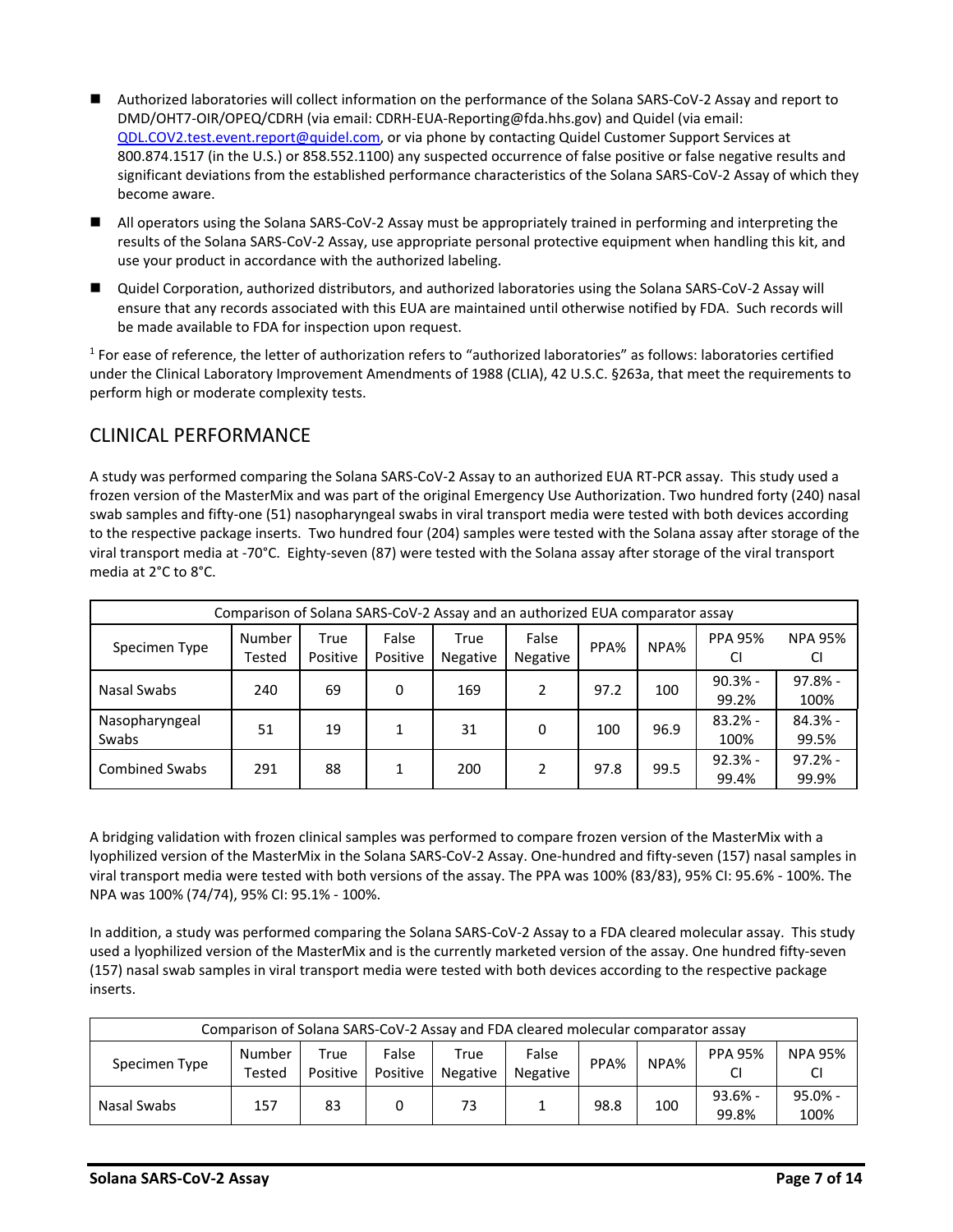- Authorized laboratories will collect information on the performance of the Solana SARS-CoV-2 Assay and report to DMD/OHT7-OIR/OPEQ/CDRH (via email: CDRH-EUA-Reporting@fda.hhs.gov) and Quidel (via email: QDL.COV2.test.event.report@quidel.com, or via phone by contacting Quidel Customer Support Services at 800.874.1517 (in the U.S.) or 858.552.1100) any suspected occurrence of false positive or false negative results and significant deviations from the established performance characteristics of the Solana SARS-CoV-2 Assay of which they become aware.
- All operators using the Solana SARS-CoV-2 Assay must be appropriately trained in performing and interpreting the results of the Solana SARS-CoV-2 Assay, use appropriate personal protective equipment when handling this kit, and use your product in accordance with the authorized labeling.
- Quidel Corporation, authorized distributors, and authorized laboratories using the Solana SARS-CoV-2 Assay will ensure that any records associated with this EUA are maintained until otherwise notified by FDA. Such records will be made available to FDA for inspection upon request.

[1] For ease of reference, the letter of authorization refers to "authorized laboratories" as follows: laboratories certified under the Clinical Laboratory Improvement Amendments of 1988 (CLIA), 42 U.S.C. §263a, that meet the requirements to perform high or moderate complexity tests.

## CLINICAL PERFORMANCE

A study was performed comparing the Solana SARS-CoV-2 Assay to an authorized EUA RT-PCR assay. This study used a frozen version of the MasterMix and was part of the original Emergency Use Authorization. Two hundred forty (240) nasal swab samples and fifty-one (51) nasopharyngeal swabs in viral transport media were tested with both devices according to the respective package inserts. Two hundred four (204) samples were tested with the Solana assay after storage of the viral transport media at -70°C. Eighty-seven (87) were tested with the Solana assay after storage of the viral transport media at 2°C to 8°C.

| Comparison of Solana SARS-CoV-2 Assay and an authorized EUA comparator assay | | | | | | | | | |
|---|---|---|---|---|---|---|---|---|---|
| Specimen Type | Number Tested | True Positive | False Positive | True Negative | False Negative | PPA% | NPA% | PPA 95% CI | NPA 95% CI |
| Nasal Swabs | 240 | 69 | 0 | 169 | 2 | 97.2 | 100 | 90.3% - 99.2% | 97.8% - 100% |
| Nasopharyngeal Swabs | 51 | 19 | 1 | 31 | 0 | 100 | 96.9 | 83.2% - 100% | 84.3% - 99.5% |
| Combined Swabs | 291 | 88 | 1 | 200 | 2 | 97.8 | 99.5 | 92.3% - 99.4% | 97.2% - 99.9% |

A bridging validation with frozen clinical samples was performed to compare frozen version of the MasterMix with a lyophilized version of the MasterMix in the Solana SARS-CoV-2 Assay. One-hundred and fifty-seven (157) nasal samples in viral transport media were tested with both versions of the assay. The PPA was 100% (83/83), 95% CI: 95.6% - 100%. The NPA was 100% (74/74), 95% CI: 95.1% - 100%.

In addition, a study was performed comparing the Solana SARS-CoV-2 Assay to a FDA cleared molecular assay. This study used a lyophilized version of the MasterMix and is the currently marketed version of the assay. One hundred fifty-seven (157) nasal swab samples in viral transport media were tested with both devices according to the respective package inserts.

| Comparison of Solana SARS-CoV-2 Assay and FDA cleared molecular comparator assay | | | | | | | | | |
|---|---|---|---|---|---|---|---|---|---|
| Specimen Type | Number Tested | True Positive | False Positive | True Negative | False Negative | PPA% | NPA% | PPA 95% CI | NPA 95% CI |
| Nasal Swabs | 157 | 83 | 0 | 73 | 1 | 98.8 | 100 | 93.6% - 99.8% | 95.0% - 100% |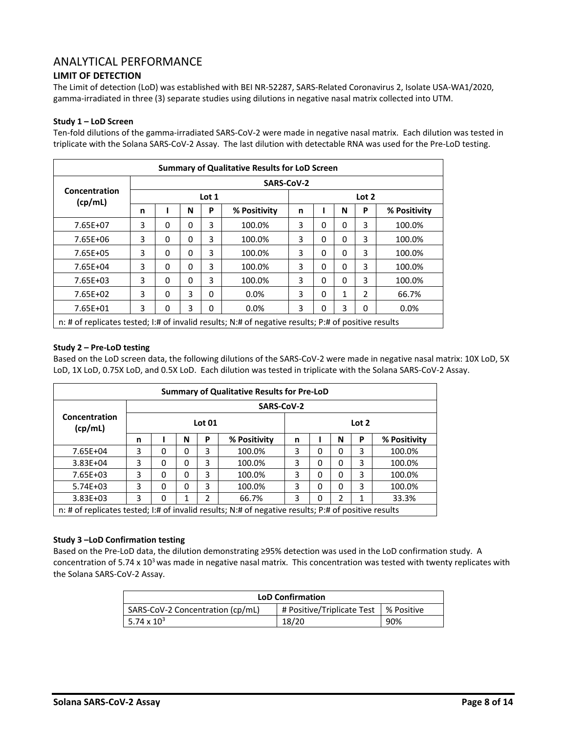# ANALYTICAL PERFORMANCE

## LIMIT OF DETECTION

The Limit of detection (LoD) was established with BEI NR-52287, SARS-Related Coronavirus 2, Isolate USA-WA1/2020, gamma-irradiated in three (3) separate studies using dilutions in negative nasal matrix collected into UTM.

### Study 1 – LoD Screen

Ten-fold dilutions of the gamma-irradiated SARS-CoV-2 were made in negative nasal matrix. Each dilution was tested in triplicate with the Solana SARS-CoV-2 Assay. The last dilution with detectable RNA was used for the Pre-LoD testing.

| Summary of Qualitative Results for LoD Screen | | | | | | | | | | |
|---|---|---|---|---|---|---|---|---|---|---|
| Concentration (cp/mL) | SARS-CoV-2 | | | | | | | | | |
| | Lot 1 | | | | | Lot 2 | | | | |
| | n | I | N | P | % Positivity | n | I | N | P | % Positivity |
| 7.65E+07 | 3 | 0 | 0 | 3 | 100.0% | 3 | 0 | 0 | 3 | 100.0% |
| 7.65E+06 | 3 | 0 | 0 | 3 | 100.0% | 3 | 0 | 0 | 3 | 100.0% |
| 7.65E+05 | 3 | 0 | 0 | 3 | 100.0% | 3 | 0 | 0 | 3 | 100.0% |
| 7.65E+04 | 3 | 0 | 0 | 3 | 100.0% | 3 | 0 | 0 | 3 | 100.0% |
| 7.65E+03 | 3 | 0 | 0 | 3 | 100.0% | 3 | 0 | 0 | 3 | 100.0% |
| 7.65E+02 | 3 | 0 | 3 | 0 | 0.0% | 3 | 0 | 1 | 2 | 66.7% |
| 7.65E+01 | 3 | 0 | 3 | 0 | 0.0% | 3 | 0 | 3 | 0 | 0.0% |

n: # of replicates tested; I:# of invalid results; N:# of negative results; P:# of positive results

### Study 2 – Pre-LoD testing

Based on the LoD screen data, the following dilutions of the SARS-CoV-2 were made in negative nasal matrix: 10X LoD, 5X LoD, 1X LoD, 0.75X LoD, and 0.5X LoD. Each dilution was tested in triplicate with the Solana SARS-CoV-2 Assay.

| Summary of Qualitative Results for Pre-LoD | | | | | | | | | | |
|---|---|---|---|---|---|---|---|---|---|---|
| Concentration (cp/mL) | SARS-CoV-2 | | | | | | | | | |
| | Lot 01 | | | | | Lot 2 | | | | |
| | n | I | N | P | % Positivity | n | I | N | P | % Positivity |
| 7.65E+04 | 3 | 0 | 0 | 3 | 100.0% | 3 | 0 | 0 | 3 | 100.0% |
| 3.83E+04 | 3 | 0 | 0 | 3 | 100.0% | 3 | 0 | 0 | 3 | 100.0% |
| 7.65E+03 | 3 | 0 | 0 | 3 | 100.0% | 3 | 0 | 0 | 3 | 100.0% |
| 5.74E+03 | 3 | 0 | 0 | 3 | 100.0% | 3 | 0 | 0 | 3 | 100.0% |
| 3.83E+03 | 3 | 0 | 1 | 2 | 66.7% | 3 | 0 | 2 | 1 | 33.3% |

n: # of replicates tested; I:# of invalid results; N:# of negative results; P:# of positive results

### Study 3 –LoD Confirmation testing

Based on the Pre-LoD data, the dilution demonstrating ≥95% detection was used in the LoD confirmation study. A concentration of $5.74 \times 10^3$ was made in negative nasal matrix. This concentration was tested with twenty replicates with the Solana SARS-CoV-2 Assay.

| LoD Confirmation | | |
|---|---|---|
| SARS-CoV-2 Concentration (cp/mL) | # Positive/Triplicate Test | % Positive |
| $5.74 \times 10^3$ | 18/20 | 90% |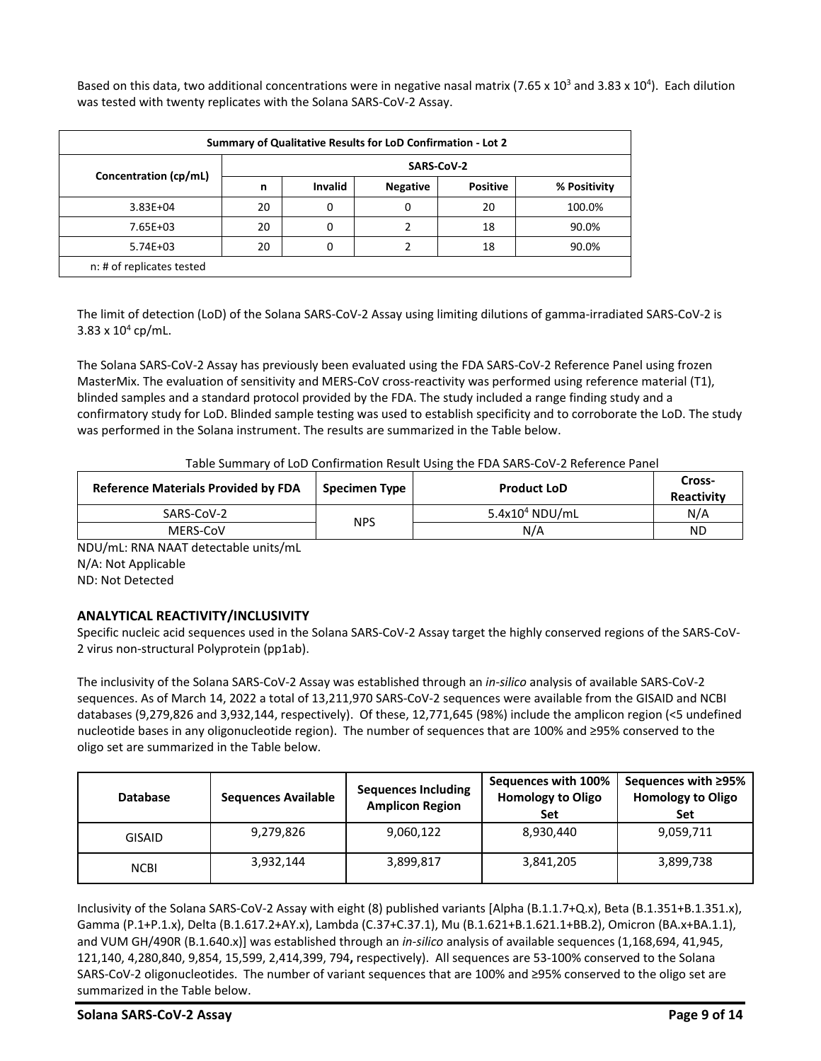Based on this data, two additional concentrations were in negative nasal matrix ($7.65 \times 10^3$ and $3.83 \times 10^4$). Each dilution was tested with twenty replicates with the Solana SARS-CoV-2 Assay.

| **Summary of Qualitative Results for LoD Confirmation - Lot 2** | | | | | |
|---|---|---|---|---|---|
| **Concentration (cp/mL)** | **SARS-CoV-2** | | | | |
| | **n** | **Invalid** | **Negative** | **Positive** | **% Positivity** |
| 3.83E+04 | 20 | 0 | 0 | 20 | 100.0% |
| 7.65E+03 | 20 | 0 | 2 | 18 | 90.0% |
| 5.74E+03 | 20 | 0 | 2 | 18 | 90.0% |
| n: # of replicates tested | | | | | |

The limit of detection (LoD) of the Solana SARS-CoV-2 Assay using limiting dilutions of gamma-irradiated SARS-CoV-2 is $3.83 \times 10^4$ cp/mL.

The Solana SARS-CoV-2 Assay has previously been evaluated using the FDA SARS-CoV-2 Reference Panel using frozen MasterMix. The evaluation of sensitivity and MERS-CoV cross-reactivity was performed using reference material (T1), blinded samples and a standard protocol provided by the FDA. The study included a range finding study and a confirmatory study for LoD. Blinded sample testing was used to establish specificity and to corroborate the LoD. The study was performed in the Solana instrument. The results are summarized in the Table below.

Table Summary of LoD Confirmation Result Using the FDA SARS-CoV-2 Reference Panel

| **Reference Materials Provided by FDA** | **Specimen Type** | **Product LoD** | **Cross-Reactivity** |
|---|---|---|---|
| SARS-CoV-2 | NPS | $5.4 \times 10^4$ NDU/mL | N/A |
| MERS-CoV | | N/A | ND |

NDU/mL: RNA NAAT detectable units/mL
N/A: Not Applicable
ND: Not Detected

## ANALYTICAL REACTIVITY/INCLUSIVITY

Specific nucleic acid sequences used in the Solana SARS-CoV-2 Assay target the highly conserved regions of the SARS-CoV-2 virus non-structural Polyprotein (pp1ab).

The inclusivity of the Solana SARS-CoV-2 Assay was established through an *in-silico* analysis of available SARS-CoV-2 sequences. As of March 14, 2022 a total of 13,211,970 SARS-CoV-2 sequences were available from the GISAID and NCBI databases (9,279,826 and 3,932,144, respectively). Of these, 12,771,645 (98%) include the amplicon region (<5 undefined nucleotide bases in any oligonucleotide region). The number of sequences that are 100% and ≥95% conserved to the oligo set are summarized in the Table below.

| **Database** | **Sequences Available** | **Sequences Including Amplicon Region** | **Sequences with 100% Homology to Oligo Set** | **Sequences with ≥95% Homology to Oligo Set** |
|---|---|---|---|---|
| GISAID | 9,279,826 | 9,060,122 | 8,930,440 | 9,059,711 |
| NCBI | 3,932,144 | 3,899,817 | 3,841,205 | 3,899,738 |

Inclusivity of the Solana SARS-CoV-2 Assay with eight (8) published variants [Alpha (B.1.1.7+Q.x), Beta (B.1.351+B.1.351.x), Gamma (P.1+P.1.x), Delta (B.1.617.2+AY.x), Lambda (C.37+C.37.1), Mu (B.1.621+B.1.621.1+BB.2), Omicron (BA.x+BA.1.1), and VUM GH/490R (B.1.640.x)] was established through an *in-silico* analysis of available sequences (1,168,694, 41,945, 121,140, 4,280,840, 9,854, 15,599, 2,414,399, 794**,** respectively). All sequences are 53-100% conserved to the Solana SARS-CoV-2 oligonucleotides. The number of variant sequences that are 100% and ≥95% conserved to the oligo set are summarized in the Table below.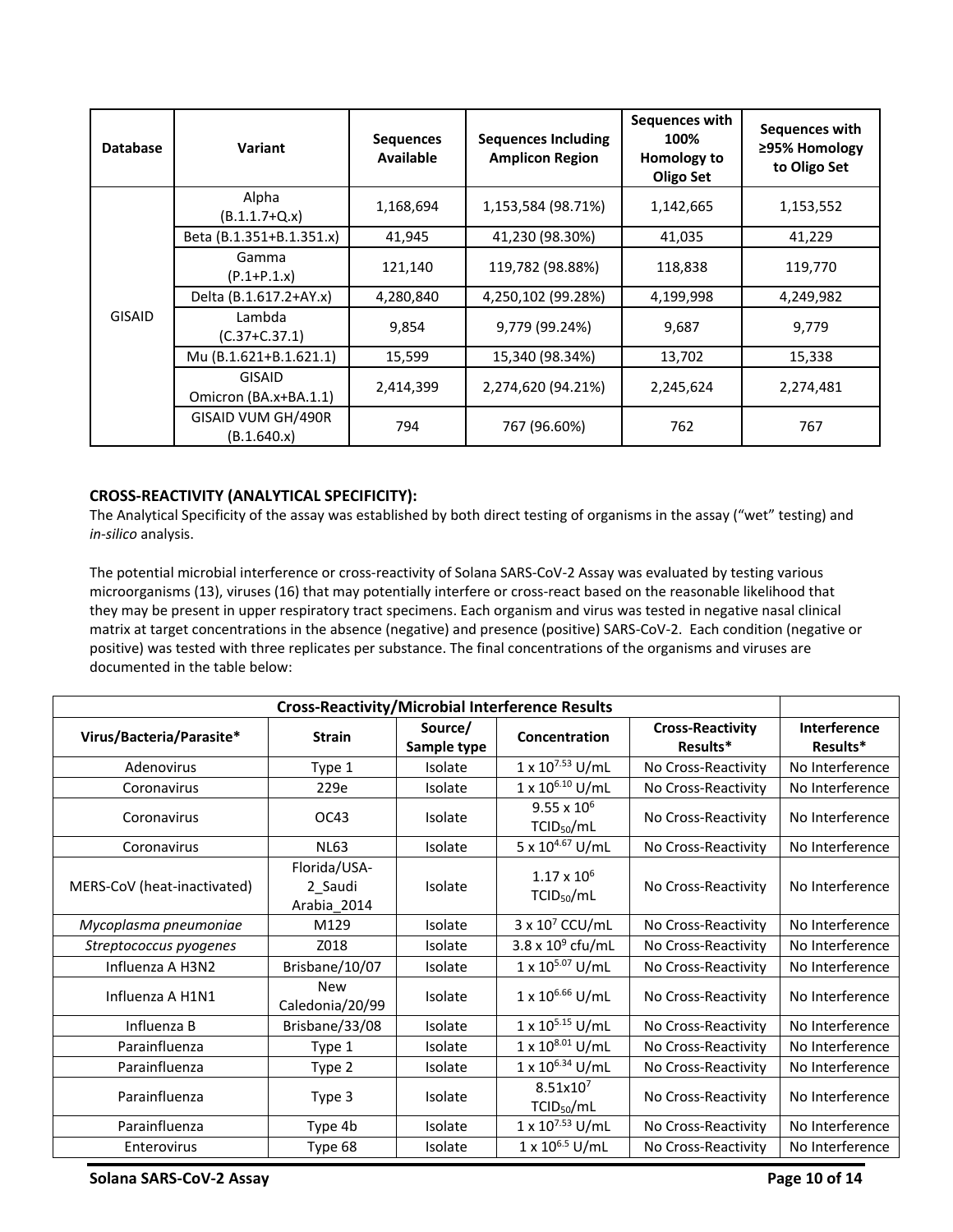| Database | Variant | Sequences Available | Sequences Including Amplicon Region | Sequences with 100% Homology to Oligo Set | Sequences with ≥95% Homology to Oligo Set |
|---|---|---|---|---|---|
| GISAID | Alpha (B.1.1.7+Q.x) | 1,168,694 | 1,153,584 (98.71%) | 1,142,665 | 1,153,552 |
| | Beta (B.1.351+B.1.351.x) | 41,945 | 41,230 (98.30%) | 41,035 | 41,229 |
| | Gamma (P.1+P.1.x) | 121,140 | 119,782 (98.88%) | 118,838 | 119,770 |
| | Delta (B.1.617.2+AY.x) | 4,280,840 | 4,250,102 (99.28%) | 4,199,998 | 4,249,982 |
| | Lambda (C.37+C.37.1) | 9,854 | 9,779 (99.24%) | 9,687 | 9,779 |
| | Mu (B.1.621+B.1.621.1) | 15,599 | 15,340 (98.34%) | 13,702 | 15,338 |
| | GISAID Omicron (BA.x+BA.1.1) | 2,414,399 | 2,274,620 (94.21%) | 2,245,624 | 2,274,481 |
| | GISAID VUM GH/490R (B.1.640.x) | 794 | 767 (96.60%) | 762 | 767 |

**CROSS-REACTIVITY (ANALYTICAL SPECIFICITY):**

The Analytical Specificity of the assay was established by both direct testing of organisms in the assay ("wet" testing) and *in-silico* analysis.

The potential microbial interference or cross-reactivity of Solana SARS-CoV-2 Assay was evaluated by testing various microorganisms (13), viruses (16) that may potentially interfere or cross-react based on the reasonable likelihood that they may be present in upper respiratory tract specimens. Each organism and virus was tested in negative nasal clinical matrix at target concentrations in the absence (negative) and presence (positive) SARS-CoV-2. Each condition (negative or positive) was tested with three replicates per substance. The final concentrations of the organisms and viruses are documented in the table below:

| Cross-Reactivity/Microbial Interference Results | | | | | |
|---|---|---|---|---|---|
| Virus/Bacteria/Parasite* | Strain | Source/ Sample type | Concentration | Cross-Reactivity Results* | Interference Results* |
| Adenovirus | Type 1 | Isolate | $1 \times 10^{7.53}$ U/mL | No Cross-Reactivity | No Interference |
| Coronavirus | 229e | Isolate | $1 \times 10^{6.10}$ U/mL | No Cross-Reactivity | No Interference |
| Coronavirus | OC43 | Isolate | $9.55 \times 10^{6}$ $TCID_{50}$/mL | No Cross-Reactivity | No Interference |
| Coronavirus | NL63 | Isolate | $5 \times 10^{4.67}$ U/mL | No Cross-Reactivity | No Interference |
| MERS-CoV (heat-inactivated) | Florida/USA-2_Saudi Arabia_2014 | Isolate | $1.17 \times 10^{6}$ $TCID_{50}$/mL | No Cross-Reactivity | No Interference |
| *Mycoplasma pneumoniae* | M129 | Isolate | $3 \times 10^{7}$ CCU/mL | No Cross-Reactivity | No Interference |
| *Streptococcus pyogenes* | Z018 | Isolate | $3.8 \times 10^{9}$ cfu/mL | No Cross-Reactivity | No Interference |
| Influenza A H3N2 | Brisbane/10/07 | Isolate | $1 \times 10^{5.07}$ U/mL | No Cross-Reactivity | No Interference |
| Influenza A H1N1 | New Caledonia/20/99 | Isolate | $1 \times 10^{6.66}$ U/mL | No Cross-Reactivity | No Interference |
| Influenza B | Brisbane/33/08 | Isolate | $1 \times 10^{5.15}$ U/mL | No Cross-Reactivity | No Interference |
| Parainfluenza | Type 1 | Isolate | $1 \times 10^{8.01}$ U/mL | No Cross-Reactivity | No Interference |
| Parainfluenza | Type 2 | Isolate | $1 \times 10^{6.34}$ U/mL | No Cross-Reactivity | No Interference |
| Parainfluenza | Type 3 | Isolate | $8.51 \times 10^{7}$ $TCID_{50}$/mL | No Cross-Reactivity | No Interference |
| Parainfluenza | Type 4b | Isolate | $1 \times 10^{7.53}$ U/mL | No Cross-Reactivity | No Interference |
| Enterovirus | Type 68 | Isolate | $1 \times 10^{6.5}$ U/mL | No Cross-Reactivity | No Interference |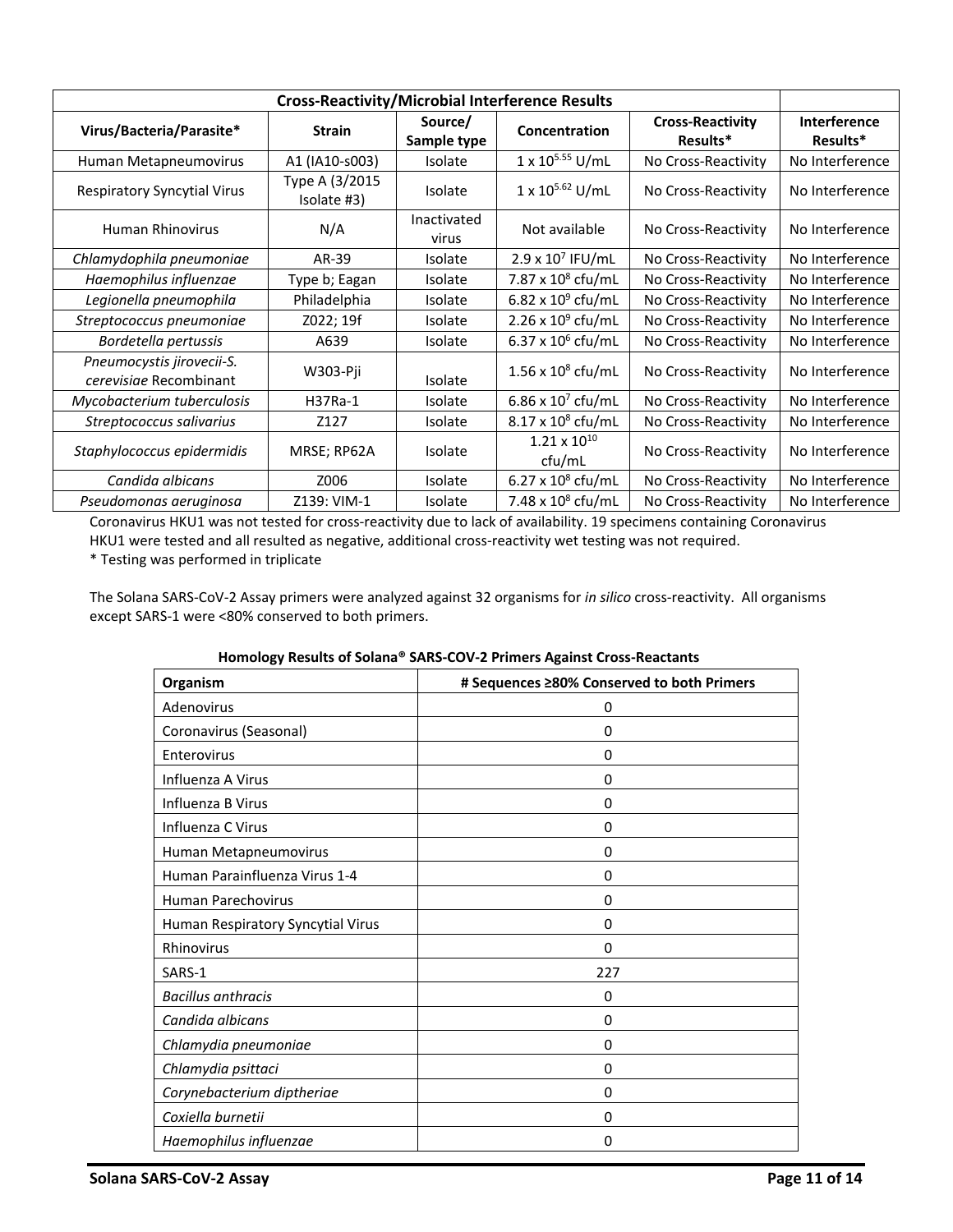| Cross-Reactivity/Microbial Interference Results | | | | | |
|---|---|---|---|---|---|
| Virus/Bacteria/Parasite* | Strain | Source/ Sample type | Concentration | Cross-Reactivity Results* | Interference Results* |
| Human Metapneumovirus | A1 (IA10-s003) | Isolate | $1 \times 10^{5.55}$ U/mL | No Cross-Reactivity | No Interference |
| Respiratory Syncytial Virus | Type A (3/2015 Isolate #3) | Isolate | $1 \times 10^{5.62}$ U/mL | No Cross-Reactivity | No Interference |
| Human Rhinovirus | N/A | Inactivated virus | Not available | No Cross-Reactivity | No Interference |
| *Chlamydophila pneumoniae* | AR-39 | Isolate | $2.9 \times 10^{7}$ IFU/mL | No Cross-Reactivity | No Interference |
| *Haemophilus influenzae* | Type b; Eagan | Isolate | $7.87 \times 10^{8}$ cfu/mL | No Cross-Reactivity | No Interference |
| *Legionella pneumophila* | Philadelphia | Isolate | $6.82 \times 10^{9}$ cfu/mL | No Cross-Reactivity | No Interference |
| *Streptococcus pneumoniae* | Z022; 19f | Isolate | $2.26 \times 10^{9}$ cfu/mL | No Cross-Reactivity | No Interference |
| *Bordetella pertussis* | A639 | Isolate | $6.37 \times 10^{6}$ cfu/mL | No Cross-Reactivity | No Interference |
| *Pneumocystis jirovecii-S. cerevisiae* Recombinant | W303-Pji | Isolate | $1.56 \times 10^{8}$ cfu/mL | No Cross-Reactivity | No Interference |
| *Mycobacterium tuberculosis* | H37Ra-1 | Isolate | $6.86 \times 10^{7}$ cfu/mL | No Cross-Reactivity | No Interference |
| *Streptococcus salivarius* | Z127 | Isolate | $8.17 \times 10^{8}$ cfu/mL | No Cross-Reactivity | No Interference |
| *Staphylococcus epidermidis* | MRSE; RP62A | Isolate | $1.21 \times 10^{10}$ cfu/mL | No Cross-Reactivity | No Interference |
| *Candida albicans* | Z006 | Isolate | $6.27 \times 10^{8}$ cfu/mL | No Cross-Reactivity | No Interference |
| *Pseudomonas aeruginosa* | Z139: VIM-1 | Isolate | $7.48 \times 10^{8}$ cfu/mL | No Cross-Reactivity | No Interference |

Coronavirus HKU1 was not tested for cross-reactivity due to lack of availability. 19 specimens containing Coronavirus HKU1 were tested and all resulted as negative, additional cross-reactivity wet testing was not required.

\* Testing was performed in triplicate

The Solana SARS-CoV-2 Assay primers were analyzed against 32 organisms for *in silico* cross-reactivity. All organisms except SARS-1 were <80% conserved to both primers.

**Homology Results of Solana® SARS-COV-2 Primers Against Cross-Reactants**

| Organism | # Sequences ≥80% Conserved to both Primers |
|---|---|
| Adenovirus | 0 |
| Coronavirus (Seasonal) | 0 |
| Enterovirus | 0 |
| Influenza A Virus | 0 |
| Influenza B Virus | 0 |
| Influenza C Virus | 0 |
| Human Metapneumovirus | 0 |
| Human Parainfluenza Virus 1-4 | 0 |
| Human Parechovirus | 0 |
| Human Respiratory Syncytial Virus | 0 |
| Rhinovirus | 0 |
| SARS-1 | 227 |
| *Bacillus anthracis* | 0 |
| *Candida albicans* | 0 |
| *Chlamydia pneumoniae* | 0 |
| *Chlamydia psittaci* | 0 |
| *Corynebacterium diptheriae* | 0 |
| *Coxiella burnetii* | 0 |
| *Haemophilus influenzae* | 0 |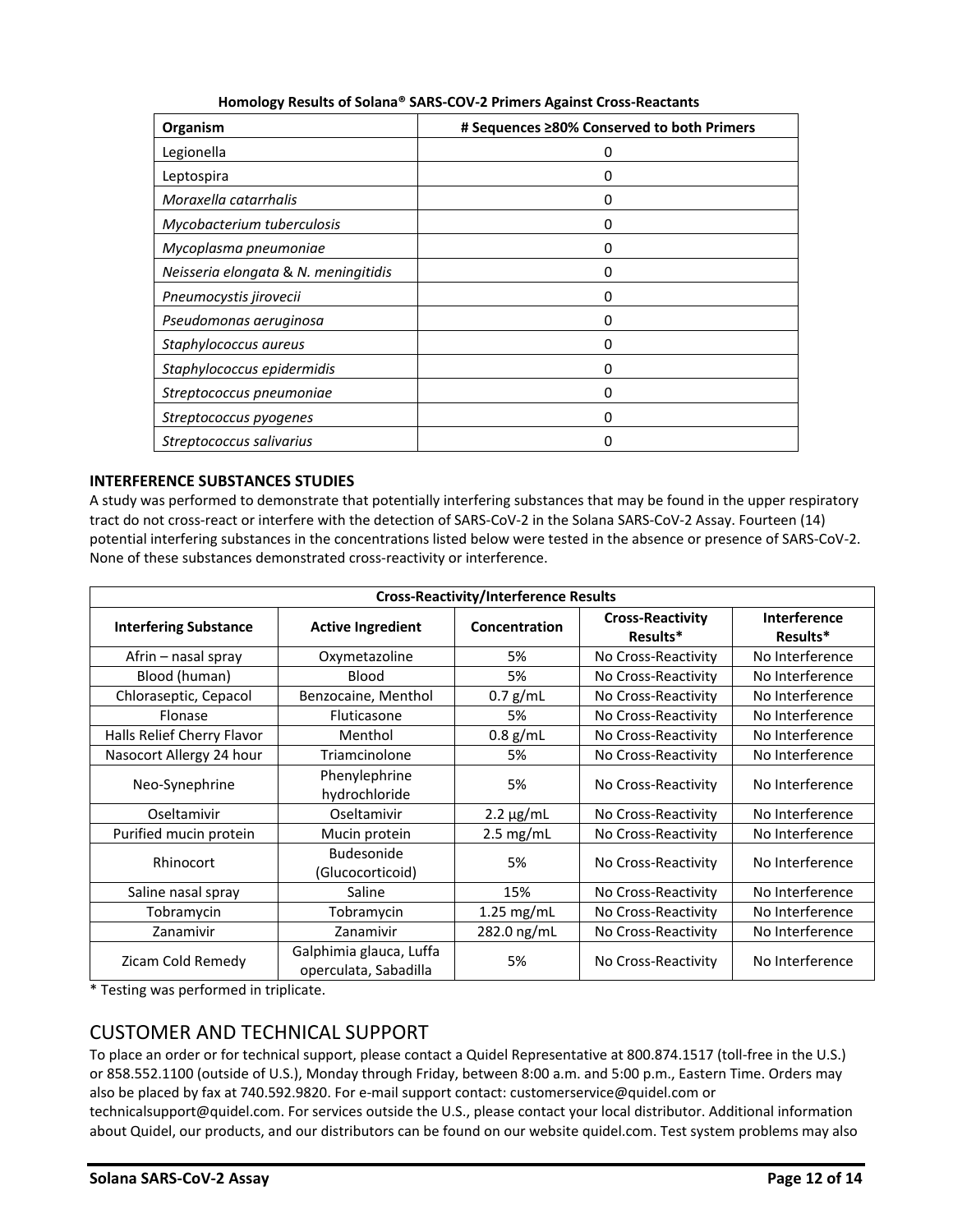**Homology Results of Solana® SARS-COV-2 Primers Against Cross-Reactants**

| Organism | # Sequences ≥80% Conserved to both Primers |
|---|---|
| Legionella | 0 |
| Leptospira | 0 |
| *Moraxella catarrhalis* | 0 |
| *Mycobacterium tuberculosis* | 0 |
| *Mycoplasma pneumoniae* | 0 |
| *Neisseria elongata* & *N. meningitidis* | 0 |
| *Pneumocystis jirovecii* | 0 |
| *Pseudomonas aeruginosa* | 0 |
| *Staphylococcus aureus* | 0 |
| *Staphylococcus epidermidis* | 0 |
| *Streptococcus pneumoniae* | 0 |
| *Streptococcus pyogenes* | 0 |
| *Streptococcus salivarius* | 0 |

### INTERFERENCE SUBSTANCES STUDIES

A study was performed to demonstrate that potentially interfering substances that may be found in the upper respiratory tract do not cross-react or interfere with the detection of SARS-CoV-2 in the Solana SARS-CoV-2 Assay. Fourteen (14) potential interfering substances in the concentrations listed below were tested in the absence or presence of SARS-CoV-2. None of these substances demonstrated cross-reactivity or interference.

| Cross-Reactivity/Interference Results | | | | |
|---|---|---|---|---|
| **Interfering Substance** | **Active Ingredient** | **Concentration** | **Cross-Reactivity Results*** | **Interference Results*** |
| Afrin – nasal spray | Oxymetazoline | 5% | No Cross-Reactivity | No Interference |
| Blood (human) | Blood | 5% | No Cross-Reactivity | No Interference |
| Chloraseptic, Cepacol | Benzocaine, Menthol | 0.7 g/mL | No Cross-Reactivity | No Interference |
| Flonase | Fluticasone | 5% | No Cross-Reactivity | No Interference |
| Halls Relief Cherry Flavor | Menthol | 0.8 g/mL | No Cross-Reactivity | No Interference |
| Nasocort Allergy 24 hour | Triamcinolone | 5% | No Cross-Reactivity | No Interference |
| Neo-Synephrine | Phenylephrine hydrochloride | 5% | No Cross-Reactivity | No Interference |
| Oseltamivir | Oseltamivir | 2.2 µg/mL | No Cross-Reactivity | No Interference |
| Purified mucin protein | Mucin protein | 2.5 mg/mL | No Cross-Reactivity | No Interference |
| Rhinocort | Budesonide (Glucocorticoid) | 5% | No Cross-Reactivity | No Interference |
| Saline nasal spray | Saline | 15% | No Cross-Reactivity | No Interference |
| Tobramycin | Tobramycin | 1.25 mg/mL | No Cross-Reactivity | No Interference |
| Zanamivir | Zanamivir | 282.0 ng/mL | No Cross-Reactivity | No Interference |
| Zicam Cold Remedy | Galphimia glauca, Luffa operculata, Sabadilla | 5% | No Cross-Reactivity | No Interference |

* Testing was performed in triplicate.

## CUSTOMER AND TECHNICAL SUPPORT

To place an order or for technical support, please contact a Quidel Representative at 800.874.1517 (toll-free in the U.S.) or 858.552.1100 (outside of U.S.), Monday through Friday, between 8:00 a.m. and 5:00 p.m., Eastern Time. Orders may also be placed by fax at 740.592.9820. For e-mail support contact: customerservice@quidel.com or technicalsupport@quidel.com. For services outside the U.S., please contact your local distributor. Additional information about Quidel, our products, and our distributors can be found on our website quidel.com. Test system problems may also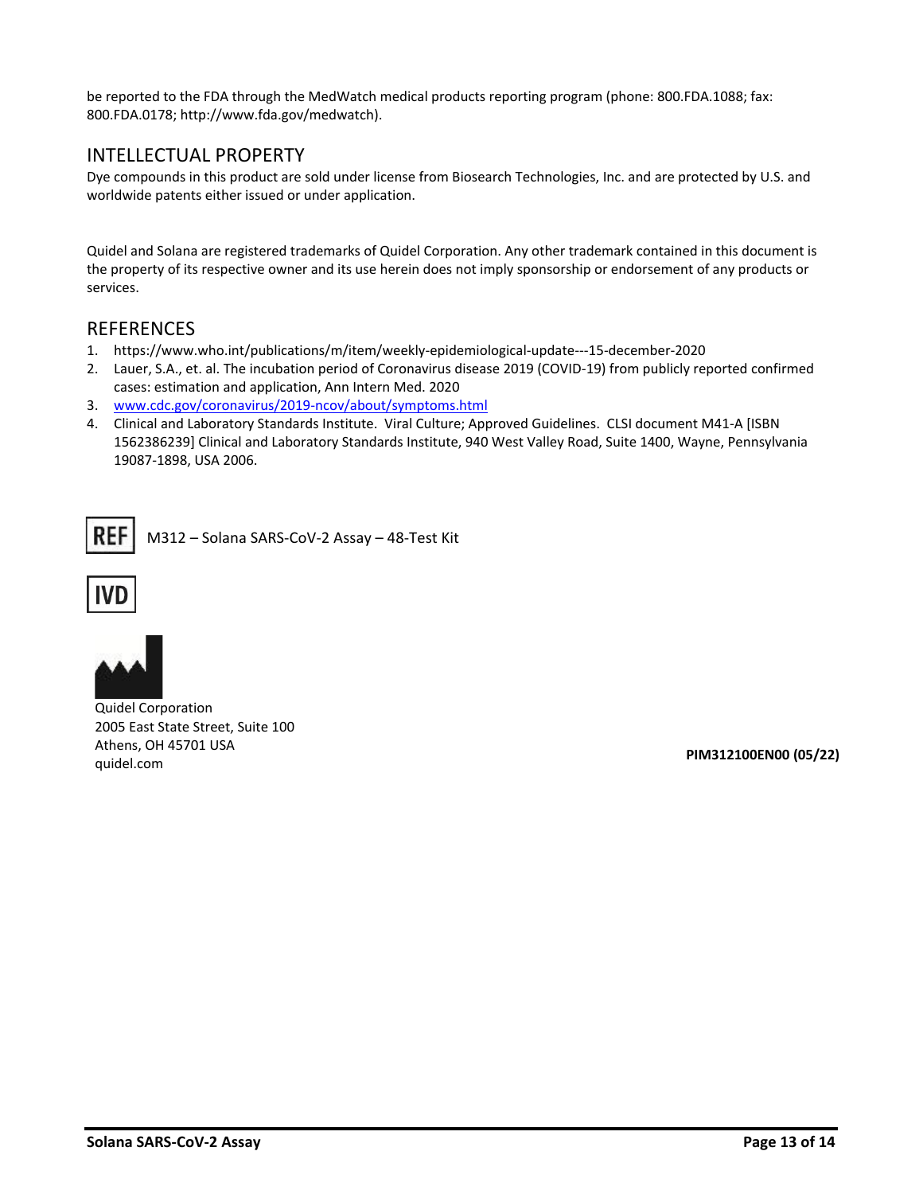be reported to the FDA through the MedWatch medical products reporting program (phone: 800.FDA.1088; fax: 800.FDA.0178; http://www.fda.gov/medwatch).

## INTELLECTUAL PROPERTY

Dye compounds in this product are sold under license from Biosearch Technologies, Inc. and are protected by U.S. and worldwide patents either issued or under application.

Quidel and Solana are registered trademarks of Quidel Corporation. Any other trademark contained in this document is the property of its respective owner and its use herein does not imply sponsorship or endorsement of any products or services.

## REFERENCES

1. https://www.who.int/publications/m/item/weekly-epidemiological-update---15-december-2020
2. Lauer, S.A., et. al. The incubation period of Coronavirus disease 2019 (COVID-19) from publicly reported confirmed cases: estimation and application, Ann Intern Med. 2020
3. www.cdc.gov/coronavirus/2019-ncov/about/symptoms.html
4. Clinical and Laboratory Standards Institute. Viral Culture; Approved Guidelines. CLSI document M41-A [ISBN 1562386239] Clinical and Laboratory Standards Institute, 940 West Valley Road, Suite 1400, Wayne, Pennsylvania 19087-1898, USA 2006.

REF M312 – Solana SARS-CoV-2 Assay – 48-Test Kit

IVD

Quidel Corporation
2005 East State Street, Suite 100
Athens, OH 45701 USA
quidel.com

**PIM312100EN00 (05/22)**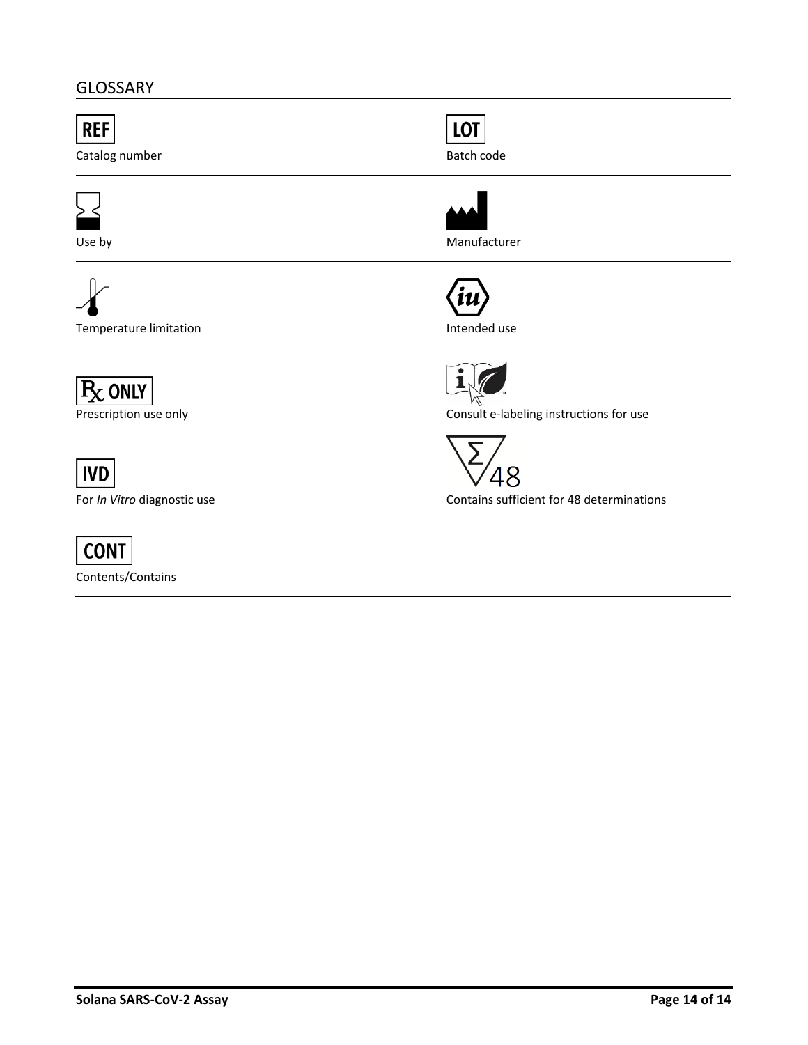## GLOSSARY

REF

Catalog number

LOT

Batch code

Use by

Manufacturer

Temperature limitation

Intended use

Rx ONLY

Prescription use only

Consult e-labeling instructions for use

IVD

For *In Vitro* diagnostic use

Σ 48

Contains sufficient for 48 determinations

CONT

Contents/Contains